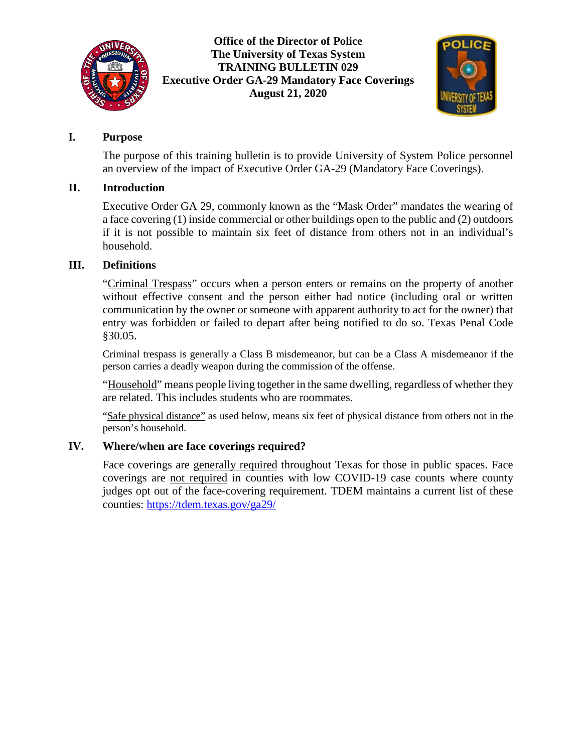**Office of the Director of Police**
**The University of Texas System**
**TRAINING BULLETIN 029**
**Executive Order GA-29 Mandatory Face Coverings**
**August 21, 2020**

## I. Purpose

The purpose of this training bulletin is to provide University of System Police personnel an overview of the impact of Executive Order GA-29 (Mandatory Face Coverings).

## II. Introduction

Executive Order GA 29, commonly known as the "Mask Order" mandates the wearing of a face covering (1) inside commercial or other buildings open to the public and (2) outdoors if it is not possible to maintain six feet of distance from others not in an individual's household.

## III. Definitions

"Criminal Trespass" occurs when a person enters or remains on the property of another without effective consent and the person either had notice (including oral or written communication by the owner or someone with apparent authority to act for the owner) that entry was forbidden or failed to depart after being notified to do so. Texas Penal Code §30.05.

Criminal trespass is generally a Class B misdemeanor, but can be a Class A misdemeanor if the person carries a deadly weapon during the commission of the offense.

"Household" means people living together in the same dwelling, regardless of whether they are related. This includes students who are roommates.

"Safe physical distance" as used below, means six feet of physical distance from others not in the person's household.

## IV. Where/when are face coverings required?

Face coverings are generally required throughout Texas for those in public spaces. Face coverings are not required in counties with low COVID-19 case counts where county judges opt out of the face-covering requirement. TDEM maintains a current list of these counties: https://tdem.texas.gov/ga29/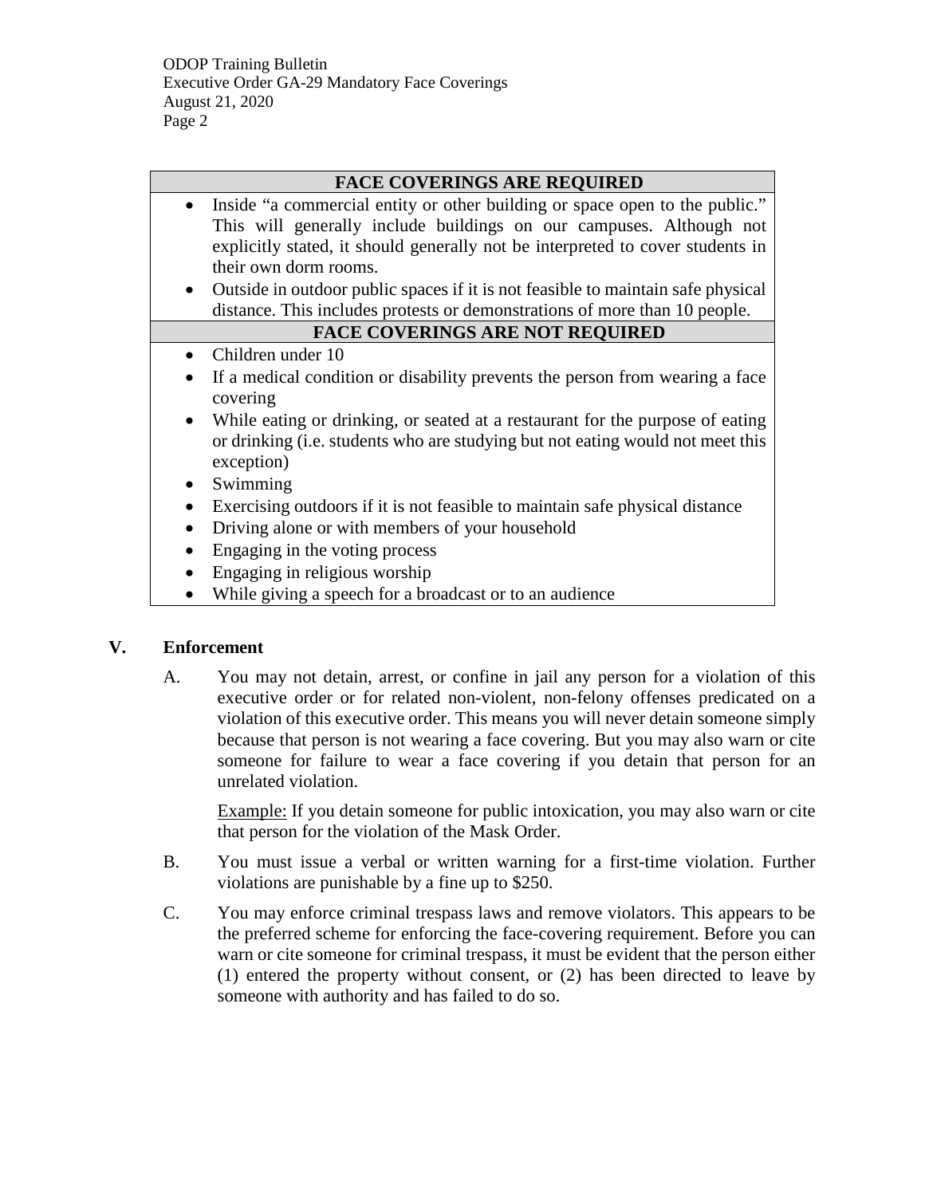| FACE COVERINGS ARE REQUIRED |
|---|
| • Inside "a commercial entity or other building or space open to the public." This will generally include buildings on our campuses. Although not explicitly stated, it should generally not be interpreted to cover students in their own dorm rooms.<br>• Outside in outdoor public spaces if it is not feasible to maintain safe physical distance. This includes protests or demonstrations of more than 10 people. |
| **FACE COVERINGS ARE NOT REQUIRED** |
| • Children under 10<br>• If a medical condition or disability prevents the person from wearing a face covering<br>• While eating or drinking, or seated at a restaurant for the purpose of eating or drinking (i.e. students who are studying but not eating would not meet this exception)<br>• Swimming<br>• Exercising outdoors if it is not feasible to maintain safe physical distance<br>• Driving alone or with members of your household<br>• Engaging in the voting process<br>• Engaging in religious worship<br>• While giving a speech for a broadcast or to an audience |

## V. Enforcement

A. You may not detain, arrest, or confine in jail any person for a violation of this executive order or for related non-violent, non-felony offenses predicated on a violation of this executive order. This means you will never detain someone simply because that person is not wearing a face covering. But you may also warn or cite someone for failure to wear a face covering if you detain that person for an unrelated violation.

Example: If you detain someone for public intoxication, you may also warn or cite that person for the violation of the Mask Order.

B. You must issue a verbal or written warning for a first-time violation. Further violations are punishable by a fine up to $250.

C. You may enforce criminal trespass laws and remove violators. This appears to be the preferred scheme for enforcing the face-covering requirement. Before you can warn or cite someone for criminal trespass, it must be evident that the person either (1) entered the property without consent, or (2) has been directed to leave by someone with authority and has failed to do so.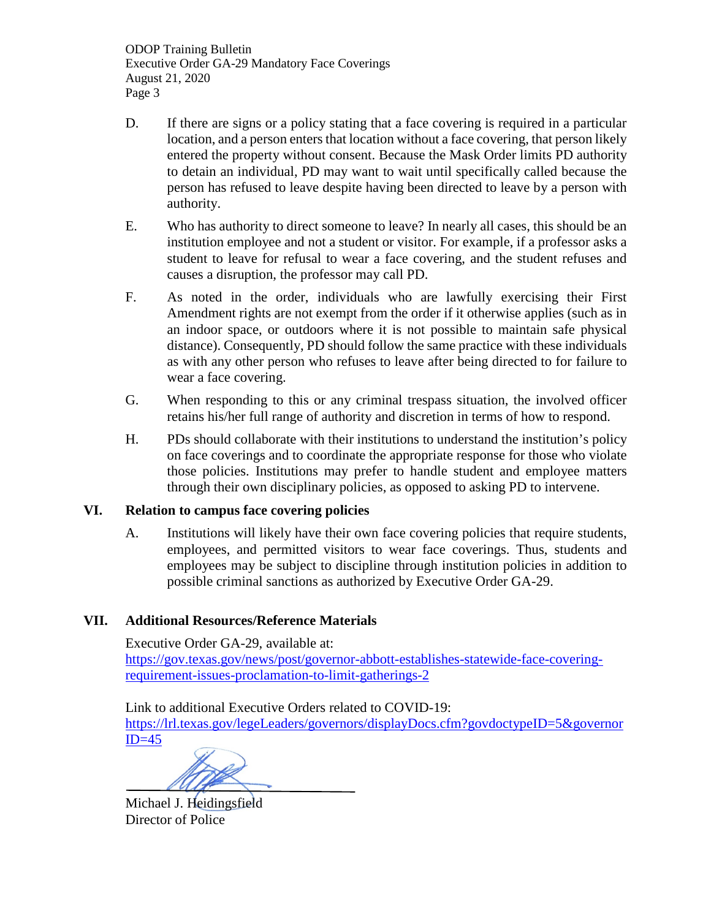D. If there are signs or a policy stating that a face covering is required in a particular location, and a person enters that location without a face covering, that person likely entered the property without consent. Because the Mask Order limits PD authority to detain an individual, PD may want to wait until specifically called because the person has refused to leave despite having been directed to leave by a person with authority.

E. Who has authority to direct someone to leave? In nearly all cases, this should be an institution employee and not a student or visitor. For example, if a professor asks a student to leave for refusal to wear a face covering, and the student refuses and causes a disruption, the professor may call PD.

F. As noted in the order, individuals who are lawfully exercising their First Amendment rights are not exempt from the order if it otherwise applies (such as in an indoor space, or outdoors where it is not possible to maintain safe physical distance). Consequently, PD should follow the same practice with these individuals as with any other person who refuses to leave after being directed to for failure to wear a face covering.

G. When responding to this or any criminal trespass situation, the involved officer retains his/her full range of authority and discretion in terms of how to respond.

H. PDs should collaborate with their institutions to understand the institution's policy on face coverings and to coordinate the appropriate response for those who violate those policies. Institutions may prefer to handle student and employee matters through their own disciplinary policies, as opposed to asking PD to intervene.

## VI. Relation to campus face covering policies

A. Institutions will likely have their own face covering policies that require students, employees, and permitted visitors to wear face coverings. Thus, students and employees may be subject to discipline through institution policies in addition to possible criminal sanctions as authorized by Executive Order GA-29.

## VII. Additional Resources/Reference Materials

Executive Order GA-29, available at:
https://gov.texas.gov/news/post/governor-abbott-establishes-statewide-face-covering-requirement-issues-proclamation-to-limit-gatherings-2

Link to additional Executive Orders related to COVID-19:
https://lrl.texas.gov/legeLeaders/governors/displayDocs.cfm?govdoctypeID=5&governorID=45

Michael J. Heidingsfield
Director of Police